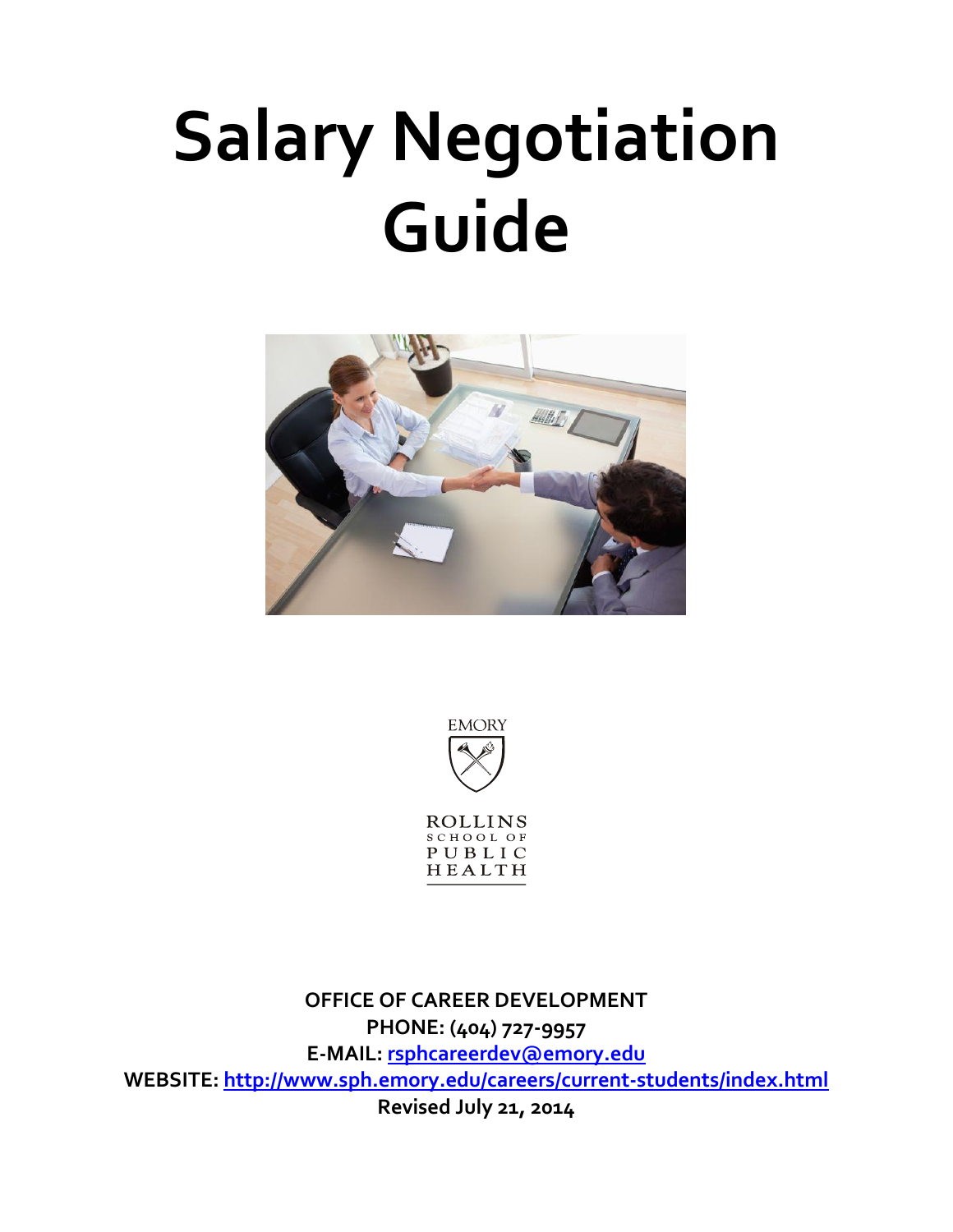# Salary Negotiation Guide

EMORY

ROLLINS SCHOOL OF PUBLIC HEALTH

**OFFICE OF CAREER DEVELOPMENT**

**PHONE: (404) 727-9957**

**E-MAIL: [rsphcareerdev@emory.edu](mailto:rsphcareerdev@emory.edu)**

**WEBSITE: [http://www.sph.emory.edu/careers/current-students/index.html](http://www.sph.emory.edu/careers/current-students/index.html)**

**Revised July 21, 2014**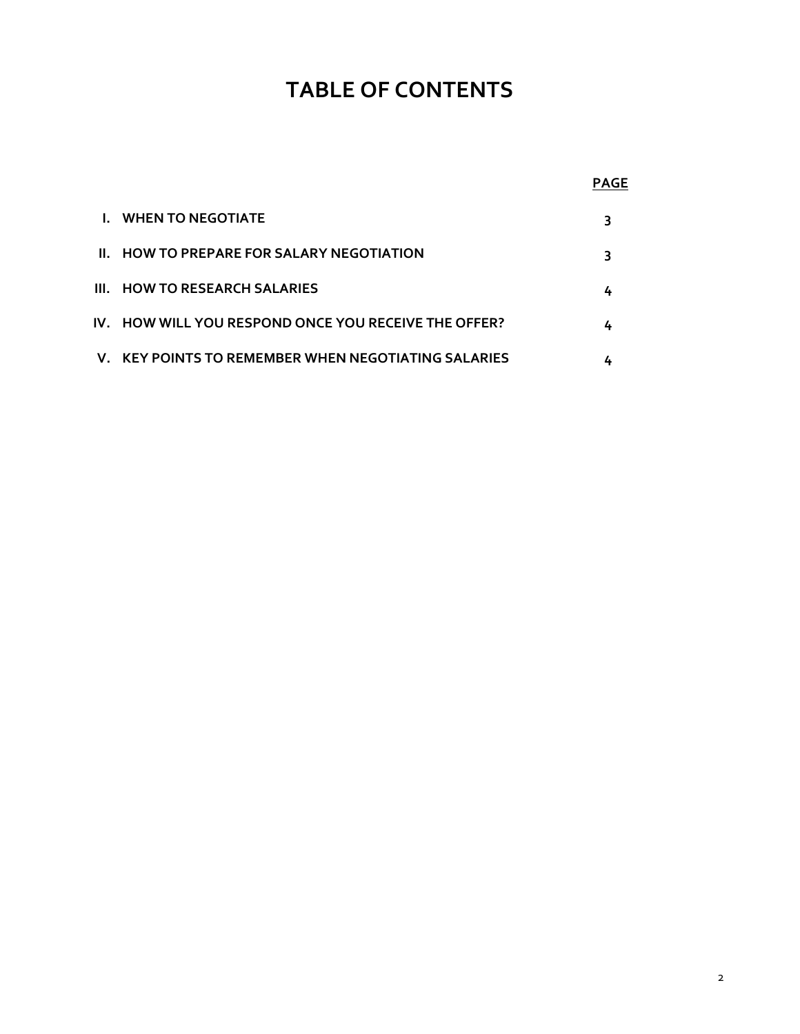# TABLE OF CONTENTS

| | | PAGE |
|---|---|---|
| I. | WHEN TO NEGOTIATE | 3 |
| II. | HOW TO PREPARE FOR SALARY NEGOTIATION | 3 |
| III. | HOW TO RESEARCH SALARIES | 4 |
| IV. | HOW WILL YOU RESPOND ONCE YOU RECEIVE THE OFFER? | 4 |
| V. | KEY POINTS TO REMEMBER WHEN NEGOTIATING SALARIES | 4 |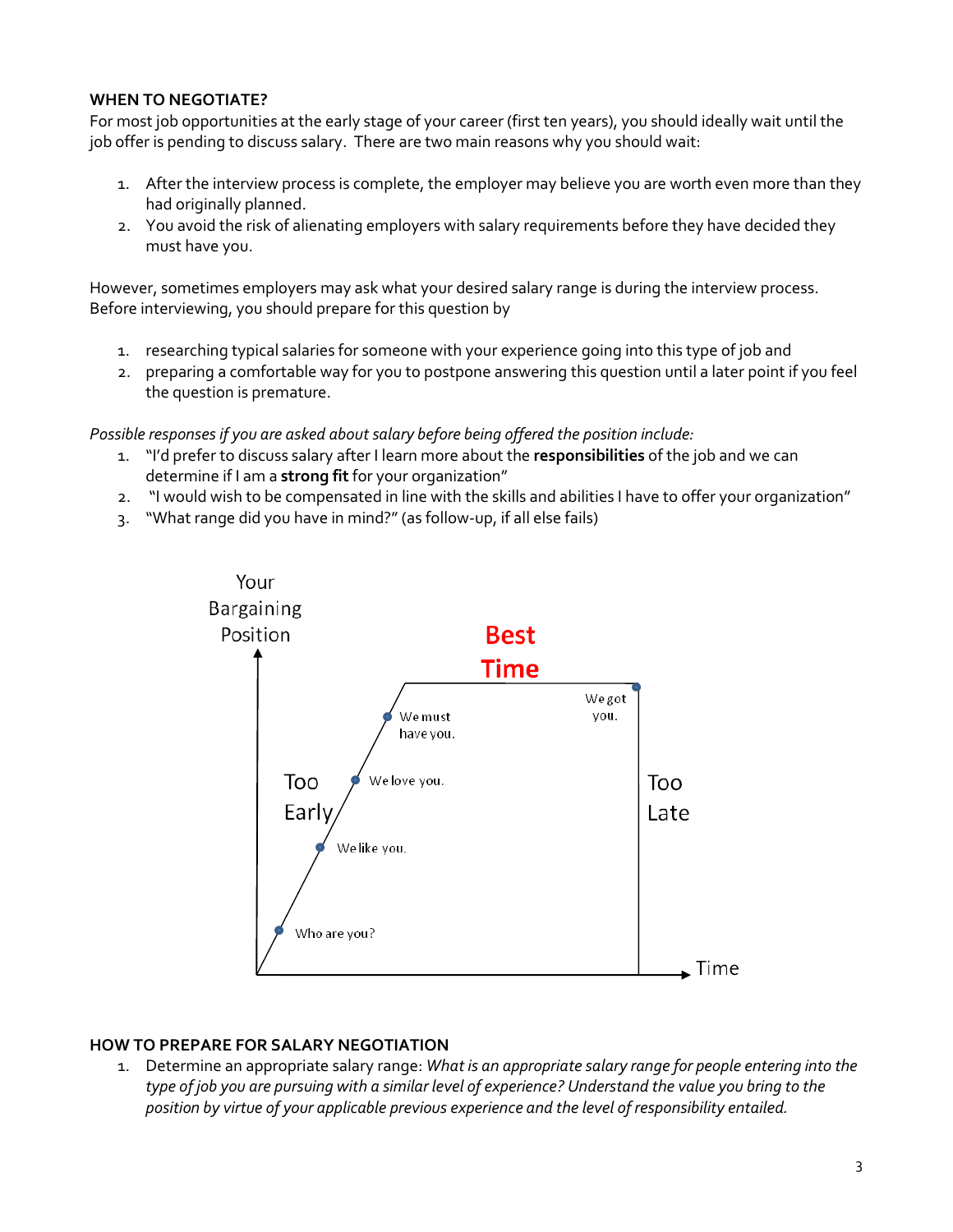**WHEN TO NEGOTIATE?**

For most job opportunities at the early stage of your career (first ten years), you should ideally wait until the job offer is pending to discuss salary. There are two main reasons why you should wait:

1. After the interview process is complete, the employer may believe you are worth even more than they had originally planned.
2. You avoid the risk of alienating employers with salary requirements before they have decided they must have you.

However, sometimes employers may ask what your desired salary range is during the interview process. Before interviewing, you should prepare for this question by

1. researching typical salaries for someone with your experience going into this type of job and
2. preparing a comfortable way for you to postpone answering this question until a later point if you feel the question is premature.

*Possible responses if you are asked about salary before being offered the position include:*

1. "I'd prefer to discuss salary after I learn more about the **responsibilities** of the job and we can determine if I am a **strong fit** for your organization"
2. "I would wish to be compensated in line with the skills and abilities I have to offer your organization"
3. "What range did you have in mind?" (as follow-up, if all else fails)

Your Bargaining Position

Best Time

We must have you.

We got you.

We love you.

Too Early

Too Late

We like you.

Who are you?

Time

**HOW TO PREPARE FOR SALARY NEGOTIATION**

1. Determine an appropriate salary range: *What is an appropriate salary range for people entering into the type of job you are pursuing with a similar level of experience? Understand the value you bring to the position by virtue of your applicable previous experience and the level of responsibility entailed.*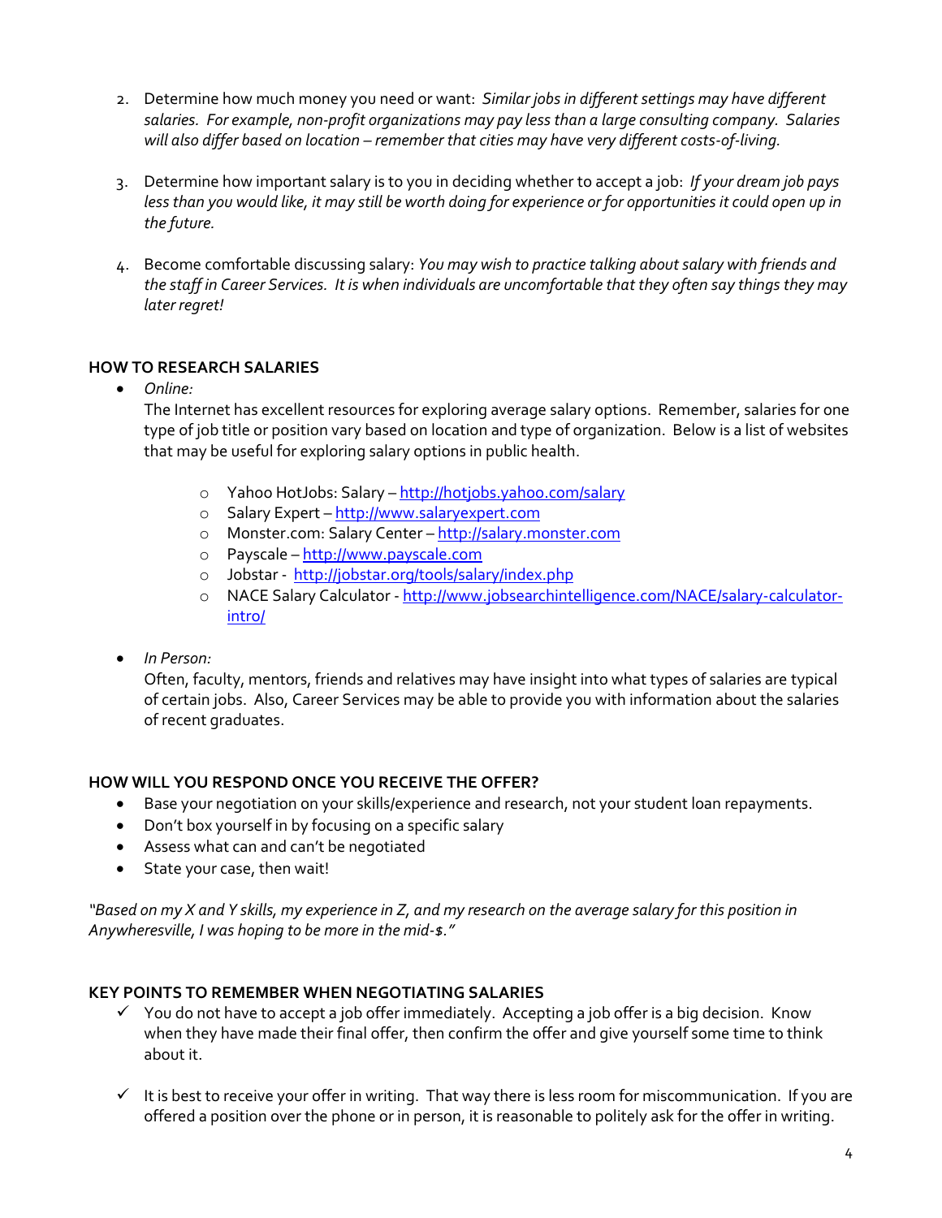2. Determine how much money you need or want: *Similar jobs in different settings may have different salaries. For example, non-profit organizations may pay less than a large consulting company. Salaries will also differ based on location – remember that cities may have very different costs-of-living.*

3. Determine how important salary is to you in deciding whether to accept a job: *If your dream job pays less than you would like, it may still be worth doing for experience or for opportunities it could open up in the future.*

4. Become comfortable discussing salary: *You may wish to practice talking about salary with friends and the staff in Career Services. It is when individuals are uncomfortable that they often say things they may later regret!*

**HOW TO RESEARCH SALARIES**

- *Online:*

  The Internet has excellent resources for exploring average salary options. Remember, salaries for one type of job title or position vary based on location and type of organization. Below is a list of websites that may be useful for exploring salary options in public health.

  - Yahoo HotJobs: Salary – http://hotjobs.yahoo.com/salary
  - Salary Expert – http://www.salaryexpert.com
  - Monster.com: Salary Center – http://salary.monster.com
  - Payscale – http://www.payscale.com
  - Jobstar - http://jobstar.org/tools/salary/index.php
  - NACE Salary Calculator - http://www.jobsearchintelligence.com/NACE/salary-calculator-intro/

- *In Person:*

  Often, faculty, mentors, friends and relatives may have insight into what types of salaries are typical of certain jobs. Also, Career Services may be able to provide you with information about the salaries of recent graduates.

**HOW WILL YOU RESPOND ONCE YOU RECEIVE THE OFFER?**

- Base your negotiation on your skills/experience and research, not your student loan repayments.
- Don't box yourself in by focusing on a specific salary
- Assess what can and can't be negotiated
- State your case, then wait!

*"Based on my X and Y skills, my experience in Z, and my research on the average salary for this position in Anywheresville, I was hoping to be more in the mid-$."*

**KEY POINTS TO REMEMBER WHEN NEGOTIATING SALARIES**

- ✓ You do not have to accept a job offer immediately. Accepting a job offer is a big decision. Know when they have made their final offer, then confirm the offer and give yourself some time to think about it.

- ✓ It is best to receive your offer in writing. That way there is less room for miscommunication. If you are offered a position over the phone or in person, it is reasonable to politely ask for the offer in writing.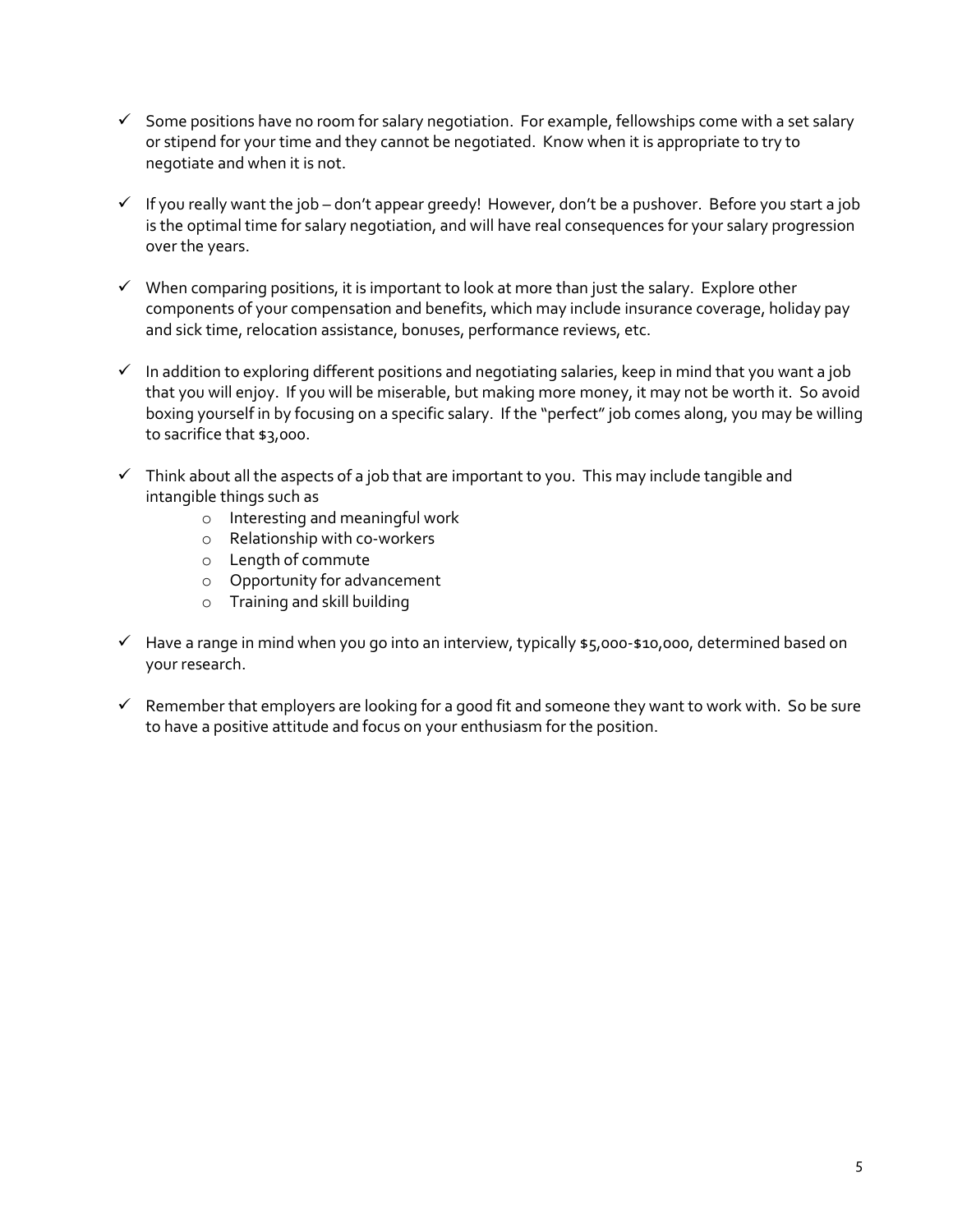- ✓ Some positions have no room for salary negotiation. For example, fellowships come with a set salary or stipend for your time and they cannot be negotiated. Know when it is appropriate to try to negotiate and when it is not.

- ✓ If you really want the job – don't appear greedy! However, don't be a pushover. Before you start a job is the optimal time for salary negotiation, and will have real consequences for your salary progression over the years.

- ✓ When comparing positions, it is important to look at more than just the salary. Explore other components of your compensation and benefits, which may include insurance coverage, holiday pay and sick time, relocation assistance, bonuses, performance reviews, etc.

- ✓ In addition to exploring different positions and negotiating salaries, keep in mind that you want a job that you will enjoy. If you will be miserable, but making more money, it may not be worth it. So avoid boxing yourself in by focusing on a specific salary. If the "perfect" job comes along, you may be willing to sacrifice that $3,000.

- ✓ Think about all the aspects of a job that are important to you. This may include tangible and intangible things such as
    - Interesting and meaningful work
    - Relationship with co-workers
    - Length of commute
    - Opportunity for advancement
    - Training and skill building

- ✓ Have a range in mind when you go into an interview, typically $5,000-$10,000, determined based on your research.

- ✓ Remember that employers are looking for a good fit and someone they want to work with. So be sure to have a positive attitude and focus on your enthusiasm for the position.